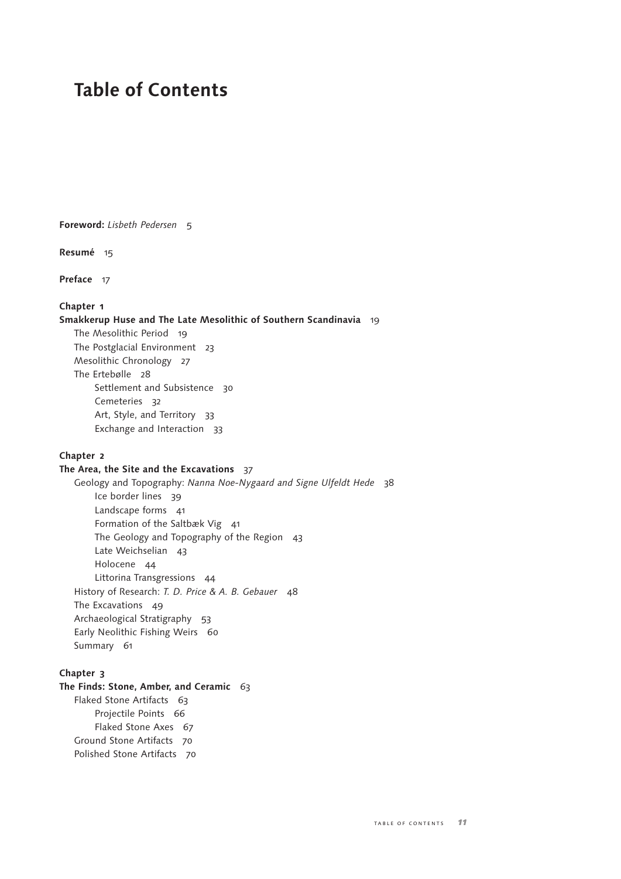# Table of Contents

**Foreword:** *Lisbeth Pedersen* 5

**Resumé** 15

**Preface** 17

**Chapter 1**
**Smakkerup Huse and The Late Mesolithic of Southern Scandinavia** 19

- The Mesolithic Period 19
- The Postglacial Environment 23
- Mesolithic Chronology 27
- The Ertebølle 28
  - Settlement and Subsistence 30
  - Cemeteries 32
  - Art, Style, and Territory 33
  - Exchange and Interaction 33

**Chapter 2**
**The Area, the Site and the Excavations** 37

- Geology and Topography: *Nanna Noe-Nygaard and Signe Ulfeldt Hede* 38
  - Ice border lines 39
  - Landscape forms 41
  - Formation of the Saltbæk Vig 41
  - The Geology and Topography of the Region 43
  - Late Weichselian 43
  - Holocene 44
  - Littorina Transgressions 44
- History of Research: *T. D. Price & A. B. Gebauer* 48
- The Excavations 49
- Archaeological Stratigraphy 53
- Early Neolithic Fishing Weirs 60
- Summary 61

**Chapter 3**
**The Finds: Stone, Amber, and Ceramic** 63

- Flaked Stone Artifacts 63
  - Projectile Points 66
  - Flaked Stone Axes 67
- Ground Stone Artifacts 70
- Polished Stone Artifacts 70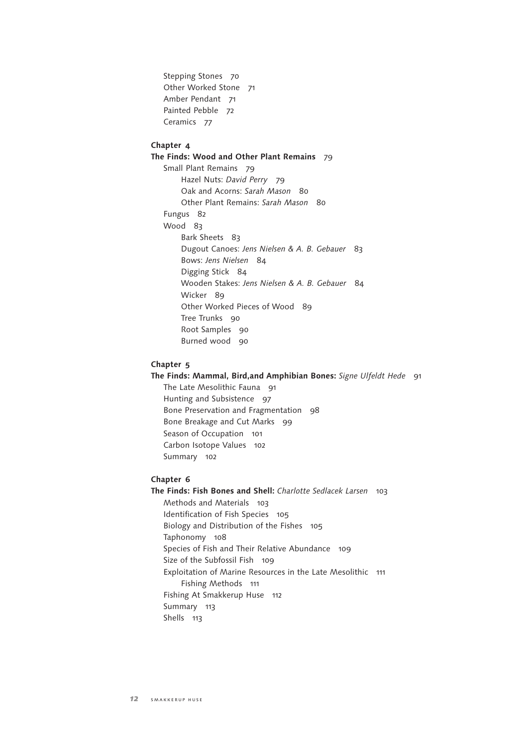Stepping Stones 70
Other Worked Stone 71
Amber Pendant 71
Painted Pebble 72
Ceramics 77

**Chapter 4**

**The Finds: Wood and Other Plant Remains** 79

- Small Plant Remains 79
  - Hazel Nuts: *David Perry* 79
  - Oak and Acorns: *Sarah Mason* 80
  - Other Plant Remains: *Sarah Mason* 80
- Fungus 82
- Wood 83
  - Bark Sheets 83
  - Dugout Canoes: *Jens Nielsen & A. B. Gebauer* 83
  - Bows: *Jens Nielsen* 84
  - Digging Stick 84
  - Wooden Stakes: *Jens Nielsen & A. B. Gebauer* 84
  - Wicker 89
  - Other Worked Pieces of Wood 89
  - Tree Trunks 90
  - Root Samples 90
  - Burned wood 90

**Chapter 5**

**The Finds: Mammal, Bird,and Amphibian Bones:** *Signe Ulfeldt Hede* 91

- The Late Mesolithic Fauna 91
- Hunting and Subsistence 97
- Bone Preservation and Fragmentation 98
- Bone Breakage and Cut Marks 99
- Season of Occupation 101
- Carbon Isotope Values 102
- Summary 102

**Chapter 6**

**The Finds: Fish Bones and Shell:** *Charlotte Sedlacek Larsen* 103

- Methods and Materials 103
- Identification of Fish Species 105
- Biology and Distribution of the Fishes 105
- Taphonomy 108
- Species of Fish and Their Relative Abundance 109
- Size of the Subfossil Fish 109
- Exploitation of Marine Resources in the Late Mesolithic 111
  - Fishing Methods 111
- Fishing At Smakkerup Huse 112
- Summary 113
- Shells 113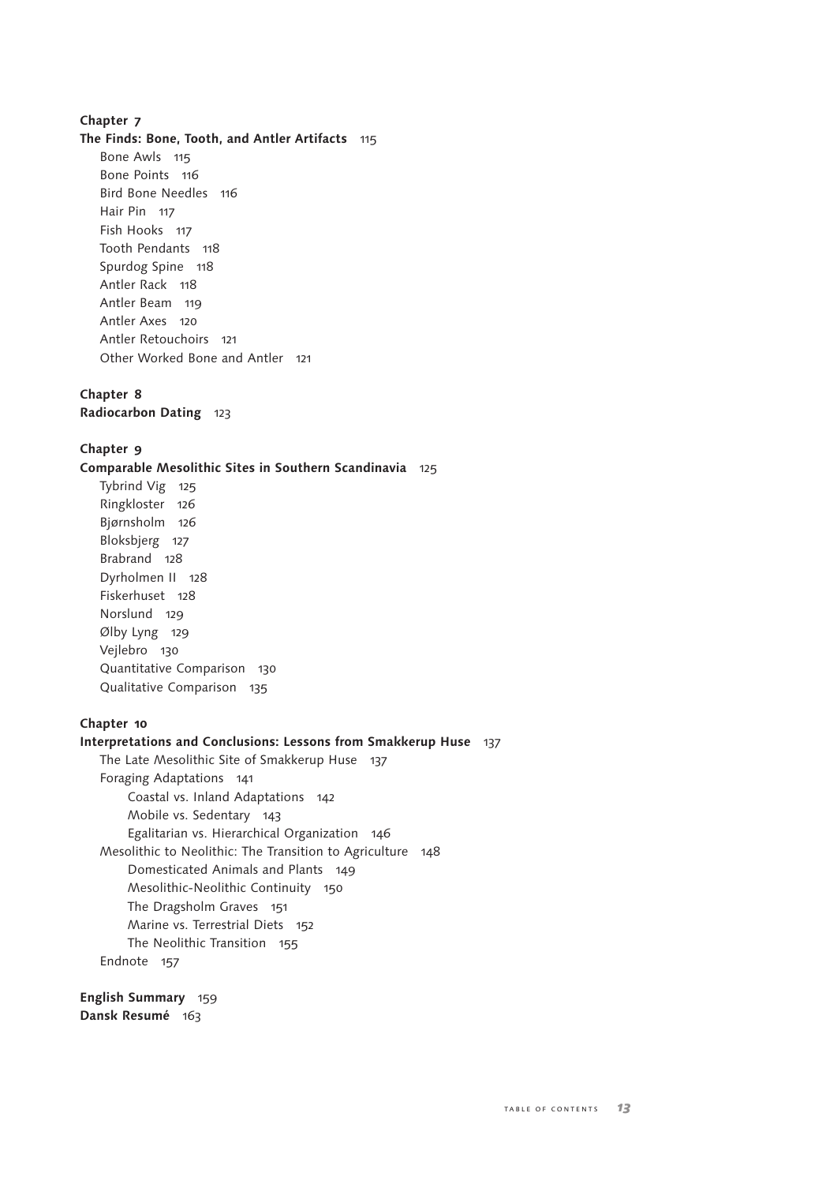**Chapter 7**

**The Finds: Bone, Tooth, and Antler Artifacts** 115

- Bone Awls 115
- Bone Points 116
- Bird Bone Needles 116
- Hair Pin 117
- Fish Hooks 117
- Tooth Pendants 118
- Spurdog Spine 118
- Antler Rack 118
- Antler Beam 119
- Antler Axes 120
- Antler Retouchoirs 121
- Other Worked Bone and Antler 121

**Chapter 8**

**Radiocarbon Dating** 123

**Chapter 9**

**Comparable Mesolithic Sites in Southern Scandinavia** 125

- Tybrind Vig 125
- Ringkloster 126
- Bjørnsholm 126
- Bloksbjerg 127
- Brabrand 128
- Dyrholmen II 128
- Fiskerhuset 128
- Norslund 129
- Ølby Lyng 129
- Vejlebro 130
- Quantitative Comparison 130
- Qualitative Comparison 135

**Chapter 10**

**Interpretations and Conclusions: Lessons from Smakkerup Huse** 137

- The Late Mesolithic Site of Smakkerup Huse 137
- Foraging Adaptations 141
    - Coastal vs. Inland Adaptations 142
    - Mobile vs. Sedentary 143
    - Egalitarian vs. Hierarchical Organization 146
- Mesolithic to Neolithic: The Transition to Agriculture 148
    - Domesticated Animals and Plants 149
    - Mesolithic-Neolithic Continuity 150
    - The Dragsholm Graves 151
    - Marine vs. Terrestrial Diets 152
    - The Neolithic Transition 155
- Endnote 157

**English Summary** 159

**Dansk Resumé** 163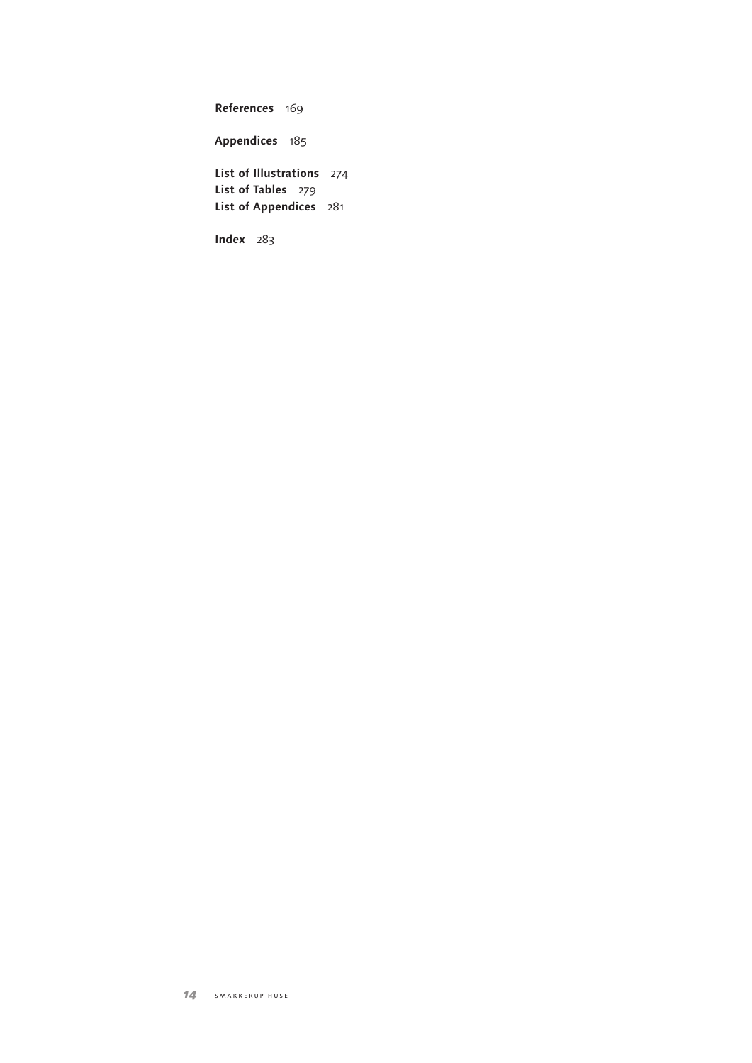**References** 169

**Appendices** 185

**List of Illustrations** 274
**List of Tables** 279
**List of Appendices** 281

**Index** 283